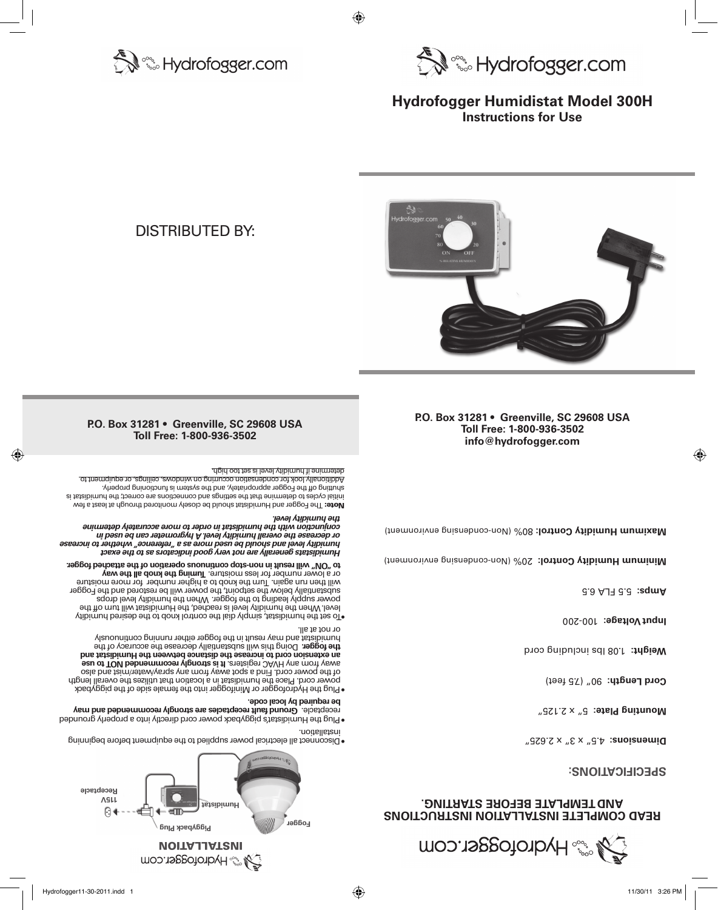# Hydrofogger.com

DISTRIBUTED BY:

**P.O. Box 31281 • Greenville, SC 29608 USA**
**Toll Free: 1-800-936-3502**

# Hydrofogger.com

## Hydrofogger Humidistat Model 300H
### Instructions for Use

**P.O. Box 31281 • Greenville, SC 29608 USA**
**Toll Free: 1-800-936-3502**
**info@hydrofogger.com**

# Hydrofogger.com

## READ COMPLETE INSTALLATION INSTRUCTIONS AND TEMPLATE BEFORE STARTING.

## SPECIFICATIONS:

**Dimensions:** 4.5" x 3" x 2.625"

**Mounting Plate:** 5" x 2.125"

**Cord Length:** 90" (7.5 feet)

**Weight:** 1.08 lbs including cord

**Input Voltage:** 100-200

**Amps:** 5.5 FLA 6.5

**Minimum Humidity Control:** 20% (Non-condensing environment)

**Maximum Humidity Control:** 80% (Non-condensing environment)

# Hydrofogger.com

## INSTALLATION

Fogger — Piggyback Plug — Humidistat — 115V Receptacle

- Disconnect all electrical power supplied to the equipment before beginning installation.
- Plug the Humidistat's piggyback power cord directly into a properly grounded receptacle. **Ground fault receptacles are strongly recommended and may be required by local code.**
- Plug the Hydrofogger or Minifogger into the female side of the piggyback power cord. Place the humidistat in a location that utilizes the overall length of the power cord. Find a spot away from any spray/water/mist and also away from any HVAC registers. **It is strongly recommended NOT to use an extension cord to increase the distance between the Humidistat and the fogger.** Doing this will substantially decrease the accuracy of the humidistat and may result in the fogger either running continuously or not at all.
- To set the humidistat, simply dial the control knob to the desired humidity level. When the humidity level is reached, the Humidistat will turn off the power supply leading to the fogger. When the humidity level drops substantially below the setpoint, the power will be restored and the Fogger will then run again. Turn the knob to a higher number for more moisture or a lower number for less moisture. **Turning the knob all the way to "ON" will result in non-stop continuous operation of the attached fogger.**

***Humidistats generally are not very good indicators as to the exact humidity level and should be used more as a "reference" whether to increase or decrease the overall humidity level. A hygrometer can be used in conjunction with the humidistat in order to more accurately determine the humidity level.***

**Note:** The Fogger and Humidistat should be closely monitored through at least a few initial cycles to determine that the settings and connections are correct, the humidistat is shutting off the Fogger appropriately, and the system is functioning properly. Additionally look for condensation occurring on windows, ceilings, or equipment to determine if humidity level is set too high.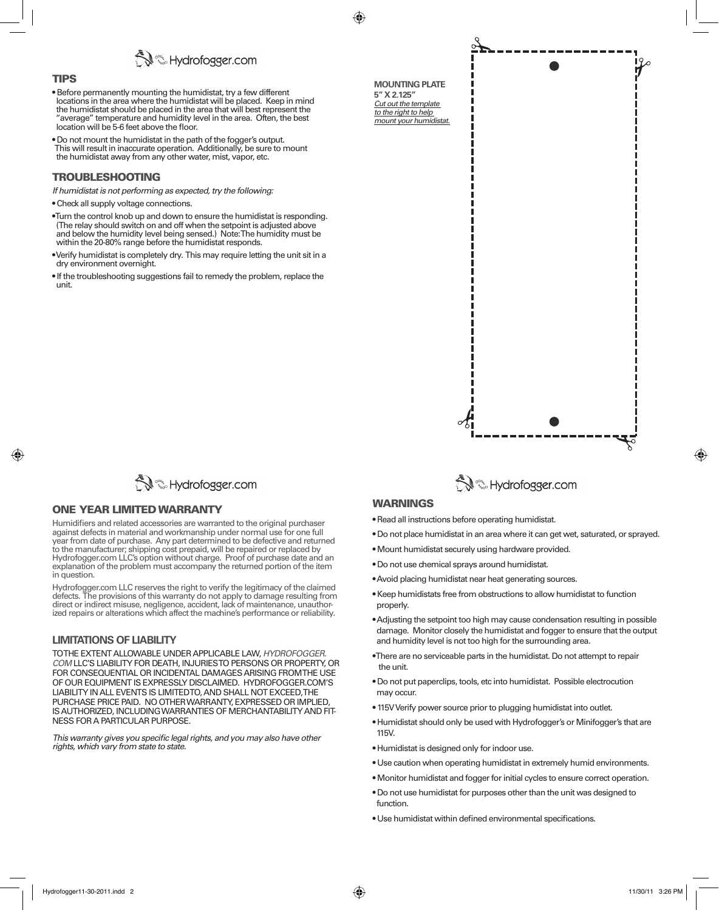Hydrofogger.com

## TIPS

- Before permanently mounting the humidistat, try a few different locations in the area where the humidistat will be placed. Keep in mind the humidistat should be placed in the area that will best represent the "average" temperature and humidity level in the area. Often, the best location will be 5-6 feet above the floor.
- Do not mount the humidistat in the path of the fogger's output. This will result in inaccurate operation. Additionally, be sure to mount the humidistat away from any other water, mist, vapor, etc.

## TROUBLESHOOTING

*If humidistat is not performing as expected, try the following:*

- Check all supply voltage connections.
- Turn the control knob up and down to ensure the humidistat is responding. (The relay should switch on and off when the setpoint is adjusted above and below the humidity level being sensed.) Note: The humidity must be within the 20-80% range before the humidistat responds.
- Verify humidistat is completely dry. This may require letting the unit sit in a dry environment overnight.
- If the troubleshooting suggestions fail to remedy the problem, replace the unit.

**MOUNTING PLATE**
**5" X 2.125"**
*Cut out the template to the right to help mount your humidistat.*

Hydrofogger.com

## ONE YEAR LIMITED WARRANTY

Humidifiers and related accessories are warranted to the original purchaser against defects in material and workmanship under normal use for one full year from date of purchase. Any part determined to be defective and returned to the manufacturer; shipping cost prepaid, will be repaired or replaced by Hydrofogger.com LLC's option without charge. Proof of purchase date and an explanation of the problem must accompany the returned portion of the item in question.

Hydrofogger.com LLC reserves the right to verify the legitimacy of the claimed defects. The provisions of this warranty do not apply to damage resulting from direct or indirect misuse, negligence, accident, lack of maintenance, unauthorized repairs or alterations which affect the machine's performance or reliability.

## LIMITATIONS OF LIABILITY

TO THE EXTENT ALLOWABLE UNDER APPLICABLE LAW, *HYDROFOGGER.COM* LLC'S LIABILITY FOR DEATH, INJURIES TO PERSONS OR PROPERTY, OR FOR CONSEQUENTIAL OR INCIDENTAL DAMAGES ARISING FROM THE USE OF OUR EQUIPMENT IS EXPRESSLY DISCLAIMED. HYDROFOGGER.COM'S LIABILITY IN ALL EVENTS IS LIMITED TO, AND SHALL NOT EXCEED, THE PURCHASE PRICE PAID. NO OTHER WARRANTY, EXPRESSED OR IMPLIED, IS AUTHORIZED, INCLUDING WARRANTIES OF MERCHANTABILITY AND FITNESS FOR A PARTICULAR PURPOSE.

*This warranty gives you specific legal rights, and you may also have other rights, which vary from state to state.*

Hydrofogger.com

## WARNINGS

- Read all instructions before operating humidistat.
- Do not place humidistat in an area where it can get wet, saturated, or sprayed.
- Mount humidistat securely using hardware provided.
- Do not use chemical sprays around humidistat.
- Avoid placing humidistat near heat generating sources.
- Keep humidistats free from obstructions to allow humidistat to function properly.
- Adjusting the setpoint too high may cause condensation resulting in possible damage. Monitor closely the humidistat and fogger to ensure that the output and humidity level is not too high for the surrounding area.
- There are no serviceable parts in the humidistat. Do not attempt to repair the unit.
- Do not put paperclips, tools, etc into humidistat. Possible electrocution may occur.
- 115V Verify power source prior to plugging humidistat into outlet.
- Humidistat should only be used with Hydrofogger's or Minifogger's that are 115V.
- Humidistat is designed only for indoor use.
- Use caution when operating humidistat in extremely humid environments.
- Monitor humidistat and fogger for initial cycles to ensure correct operation.
- Do not use humidistat for purposes other than the unit was designed to function.
- Use humidistat within defined environmental specifications.